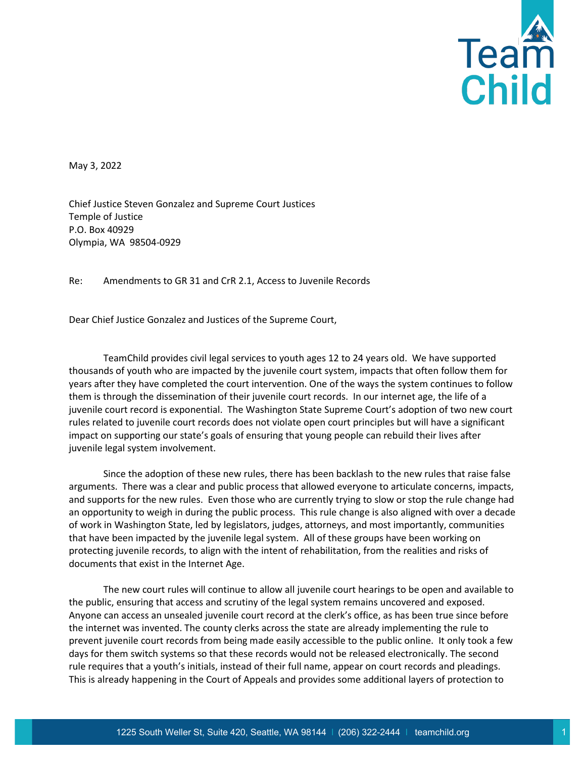May 3, 2022

Chief Justice Steven Gonzalez and Supreme Court Justices
Temple of Justice
P.O. Box 40929
Olympia, WA 98504-0929

Re: Amendments to GR 31 and CrR 2.1, Access to Juvenile Records

Dear Chief Justice Gonzalez and Justices of the Supreme Court,

TeamChild provides civil legal services to youth ages 12 to 24 years old. We have supported thousands of youth who are impacted by the juvenile court system, impacts that often follow them for years after they have completed the court intervention. One of the ways the system continues to follow them is through the dissemination of their juvenile court records. In our internet age, the life of a juvenile court record is exponential. The Washington State Supreme Court's adoption of two new court rules related to juvenile court records does not violate open court principles but will have a significant impact on supporting our state's goals of ensuring that young people can rebuild their lives after juvenile legal system involvement.

Since the adoption of these new rules, there has been backlash to the new rules that raise false arguments. There was a clear and public process that allowed everyone to articulate concerns, impacts, and supports for the new rules. Even those who are currently trying to slow or stop the rule change had an opportunity to weigh in during the public process. This rule change is also aligned with over a decade of work in Washington State, led by legislators, judges, attorneys, and most importantly, communities that have been impacted by the juvenile legal system. All of these groups have been working on protecting juvenile records, to align with the intent of rehabilitation, from the realities and risks of documents that exist in the Internet Age.

The new court rules will continue to allow all juvenile court hearings to be open and available to the public, ensuring that access and scrutiny of the legal system remains uncovered and exposed. Anyone can access an unsealed juvenile court record at the clerk's office, as has been true since before the internet was invented. The county clerks across the state are already implementing the rule to prevent juvenile court records from being made easily accessible to the public online. It only took a few days for them switch systems so that these records would not be released electronically. The second rule requires that a youth's initials, instead of their full name, appear on court records and pleadings. This is already happening in the Court of Appeals and provides some additional layers of protection to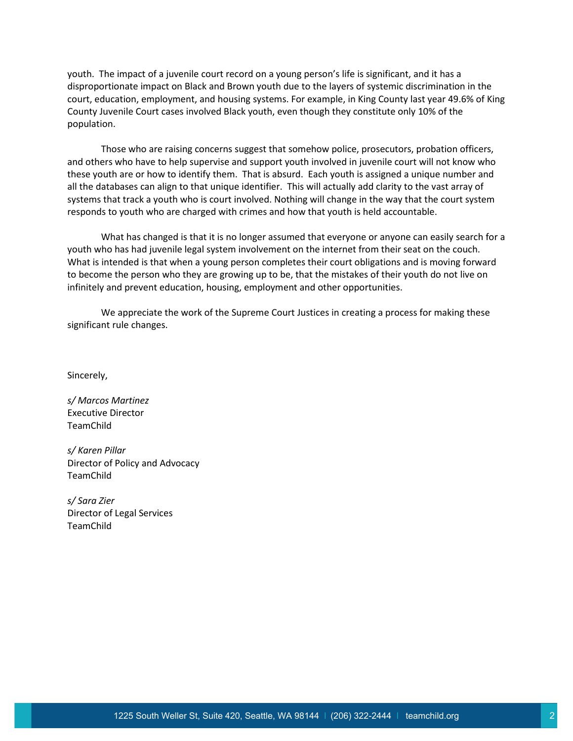youth. The impact of a juvenile court record on a young person's life is significant, and it has a disproportionate impact on Black and Brown youth due to the layers of systemic discrimination in the court, education, employment, and housing systems. For example, in King County last year 49.6% of King County Juvenile Court cases involved Black youth, even though they constitute only 10% of the population.

Those who are raising concerns suggest that somehow police, prosecutors, probation officers, and others who have to help supervise and support youth involved in juvenile court will not know who these youth are or how to identify them. That is absurd. Each youth is assigned a unique number and all the databases can align to that unique identifier. This will actually add clarity to the vast array of systems that track a youth who is court involved. Nothing will change in the way that the court system responds to youth who are charged with crimes and how that youth is held accountable.

What has changed is that it is no longer assumed that everyone or anyone can easily search for a youth who has had juvenile legal system involvement on the internet from their seat on the couch. What is intended is that when a young person completes their court obligations and is moving forward to become the person who they are growing up to be, that the mistakes of their youth do not live on infinitely and prevent education, housing, employment and other opportunities.

We appreciate the work of the Supreme Court Justices in creating a process for making these significant rule changes.

Sincerely,

*s/ Marcos Martinez*
Executive Director
TeamChild

*s/ Karen Pillar*
Director of Policy and Advocacy
TeamChild

*s/ Sara Zier*
Director of Legal Services
TeamChild

1225 South Weller St, Suite 420, Seattle, WA 98144 | (206) 322-2444 | teamchild.org